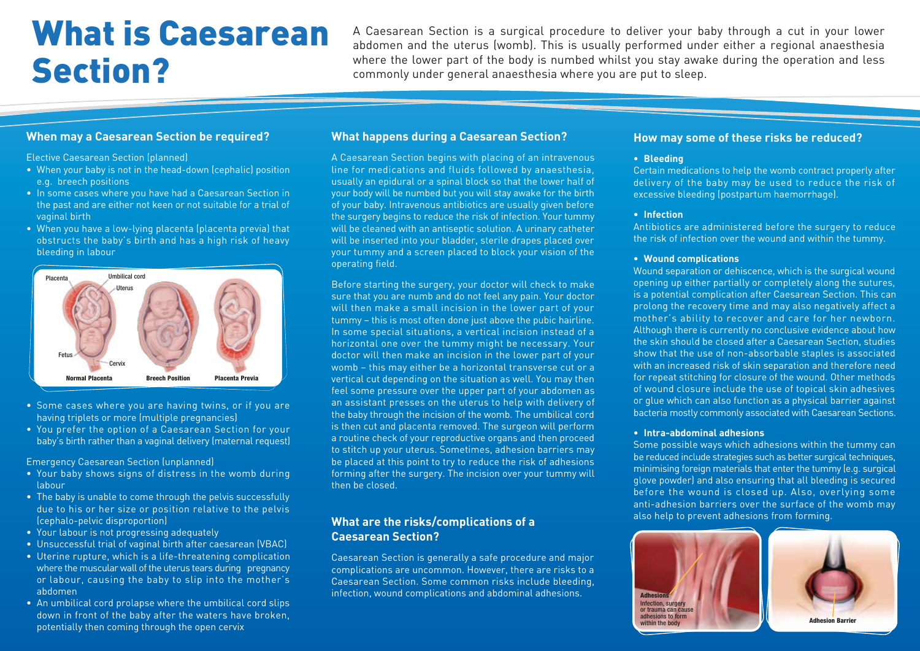# What is Caesarean Section?

A Caesarean Section is a surgical procedure to deliver your baby through a cut in your lower abdomen and the uterus (womb). This is usually performed under either a regional anaesthesia where the lower part of the body is numbed whilst you stay awake during the operation and less commonly under general anaesthesia where you are put to sleep.

## When may a Caesarean Section be required?

Elective Caesarean Section (planned)

- When your baby is not in the head-down (cephalic) position e.g. breech positions
- In some cases where you have had a Caesarean Section in the past and are either not keen or not suitable for a trial of vaginal birth
- When you have a low-lying placenta (placenta previa) that obstructs the baby's birth and has a high risk of heavy bleeding in labour

Normal Placenta — Breech Position — Placenta Previa

- Some cases where you are having twins, or if you are having triplets or more (multiple pregnancies)
- You prefer the option of a Caesarean Section for your baby's birth rather than a vaginal delivery (maternal request)

Emergency Caesarean Section (unplanned)

- Your baby shows signs of distress in the womb during labour
- The baby is unable to come through the pelvis successfully due to his or her size or position relative to the pelvis (cephalo-pelvic disproportion)
- Your labour is not progressing adequately
- Unsuccessful trial of vaginal birth after caesarean (VBAC)
- Uterine rupture, which is a life-threatening complication where the muscular wall of the uterus tears during pregnancy or labour, causing the baby to slip into the mother's abdomen
- An umbilical cord prolapse where the umbilical cord slips down in front of the baby after the waters have broken, potentially then coming through the open cervix

## What happens during a Caesarean Section?

A Caesarean Section begins with placing of an intravenous line for medications and fluids followed by anaesthesia, usually an epidural or a spinal block so that the lower half of your body will be numbed but you will stay awake for the birth of your baby. Intravenous antibiotics are usually given before the surgery begins to reduce the risk of infection. Your tummy will be cleaned with an antiseptic solution. A urinary catheter will be inserted into your bladder, sterile drapes placed over your tummy and a screen placed to block your vision of the operating field.

Before starting the surgery, your doctor will check to make sure that you are numb and do not feel any pain. Your doctor will then make a small incision in the lower part of your tummy – this is most often done just above the pubic hairline. In some special situations, a vertical incision instead of a horizontal one over the tummy might be necessary. Your doctor will then make an incision in the lower part of your womb – this may either be a horizontal transverse cut or a vertical cut depending on the situation as well. You may then feel some pressure over the upper part of your abdomen as an assistant presses on the uterus to help with delivery of the baby through the incision of the womb. The umbilical cord is then cut and placenta removed. The surgeon will perform a routine check of your reproductive organs and then proceed to stitch up your uterus. Sometimes, adhesion barriers may be placed at this point to try to reduce the risk of adhesions forming after the surgery. The incision over your tummy will then be closed.

## What are the risks/complications of a Caesarean Section?

Caesarean Section is generally a safe procedure and major complications are uncommon. However, there are risks to a Caesarean Section. Some common risks include bleeding, infection, wound complications and abdominal adhesions.

## How may some of these risks be reduced?

- **Bleeding**

Certain medications to help the womb contract properly after delivery of the baby may be used to reduce the risk of excessive bleeding (postpartum haemorrhage).

- **Infection**

Antibiotics are administered before the surgery to reduce the risk of infection over the wound and within the tummy.

- **Wound complications**

Wound separation or dehiscence, which is the surgical wound opening up either partially or completely along the sutures, is a potential complication after Caesarean Section. This can prolong the recovery time and may also negatively affect a mother's ability to recover and care for her newborn. Although there is currently no conclusive evidence about how the skin should be closed after a Caesarean Section, studies show that the use of non-absorbable staples is associated with an increased risk of skin separation and therefore need for repeat stitching for closure of the wound. Other methods of wound closure include the use of topical skin adhesives or glue which can also function as a physical barrier against bacteria mostly commonly associated with Caesarean Sections.

- **Intra-abdominal adhesions**

Some possible ways which adhesions within the tummy can be reduced include strategies such as better surgical techniques, minimising foreign materials that enter the tummy (e.g. surgical glove powder) and also ensuring that all bleeding is secured before the wound is closed up. Also, overlying some anti-adhesion barriers over the surface of the womb may also help to prevent adhesions from forming.

**Adhesions** Infection, surgery or trauma can cause adhesions to form within the body

**Adhesion Barrier**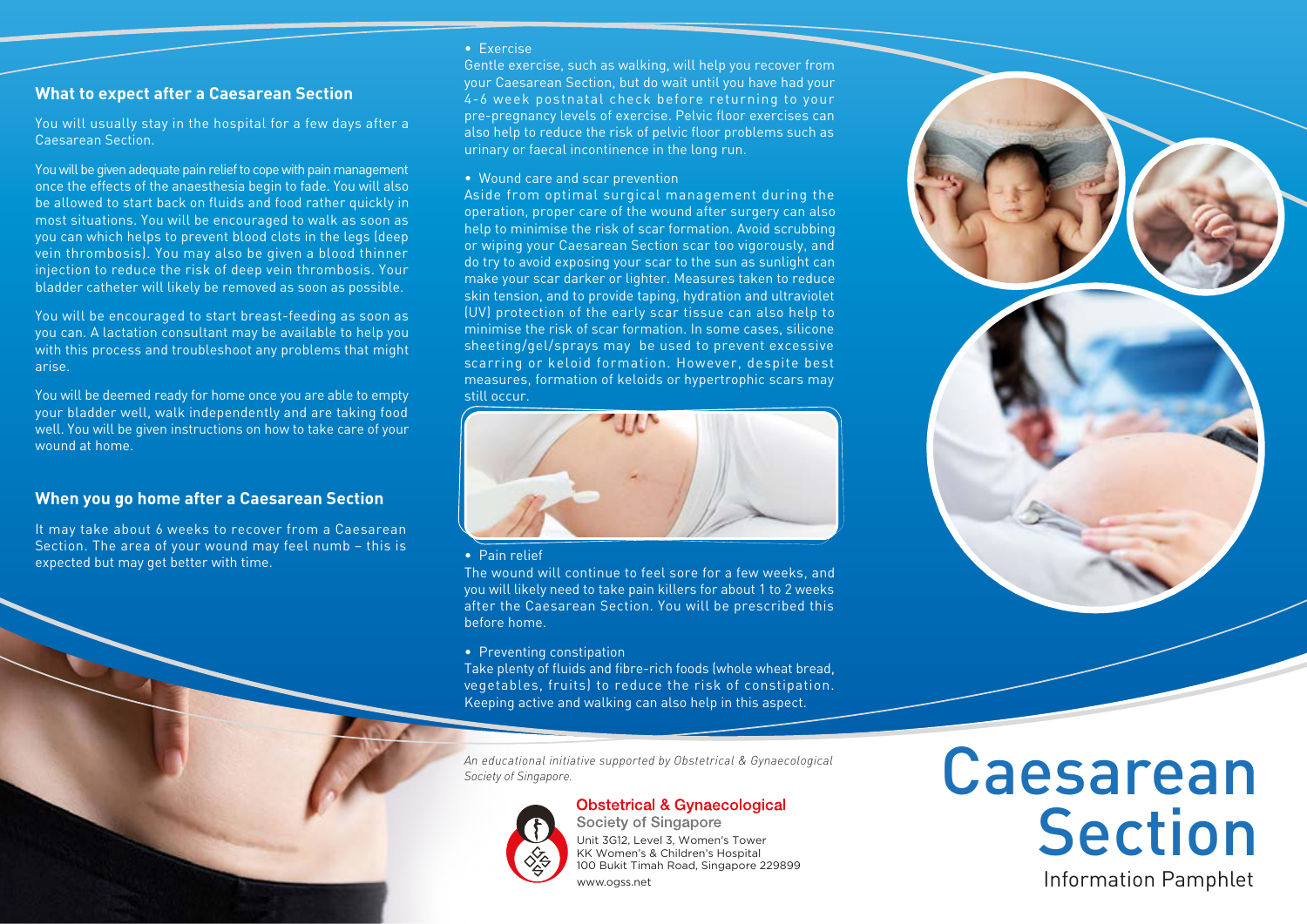## What to expect after a Caesarean Section

You will usually stay in the hospital for a few days after a Caesarean Section.

You will be given adequate pain relief to cope with pain management once the effects of the anaesthesia begin to fade. You will also be allowed to start back on fluids and food rather quickly in most situations. You will be encouraged to walk as soon as you can which helps to prevent blood clots in the legs (deep vein thrombosis). You may also be given a blood thinner injection to reduce the risk of deep vein thrombosis. Your bladder catheter will likely be removed as soon as possible.

You will be encouraged to start breast-feeding as soon as you can. A lactation consultant may be available to help you with this process and troubleshoot any problems that might arise.

You will be deemed ready for home once you are able to empty your bladder well, walk independently and are taking food well. You will be given instructions on how to take care of your wound at home.

## When you go home after a Caesarean Section

It may take about 6 weeks to recover from a Caesarean Section. The area of your wound may feel numb – this is expected but may get better with time.

- Exercise

Gentle exercise, such as walking, will help you recover from your Caesarean Section, but do wait until you have had your 4-6 week postnatal check before returning to your pre-pregnancy levels of exercise. Pelvic floor exercises can also help to reduce the risk of pelvic floor problems such as urinary or faecal incontinence in the long run.

- Wound care and scar prevention

Aside from optimal surgical management during the operation, proper care of the wound after surgery can also help to minimise the risk of scar formation. Avoid scrubbing or wiping your Caesarean Section scar too vigorously, and do try to avoid exposing your scar to the sun as sunlight can make your scar darker or lighter. Measures taken to reduce skin tension, and to provide taping, hydration and ultraviolet (UV) protection of the early scar tissue can also help to minimise the risk of scar formation. In some cases, silicone sheeting/gel/sprays may be used to prevent excessive scarring or keloid formation. However, despite best measures, formation of keloids or hypertrophic scars may still occur.

- Pain relief

The wound will continue to feel sore for a few weeks, and you will likely need to take pain killers for about 1 to 2 weeks after the Caesarean Section. You will be prescribed this before home.

- Preventing constipation

Take plenty of fluids and fibre-rich foods (whole wheat bread, vegetables, fruits) to reduce the risk of constipation. Keeping active and walking can also help in this aspect.

*An educational initiative supported by Obstetrical & Gynaecological Society of Singapore.*

**Obstetrical & Gynaecological**
Society of Singapore
Unit 3G12, Level 3, Women's Tower
KK Women's & Children's Hospital
100 Bukit Timah Road, Singapore 229899
www.ogss.net

# Caesarean Section

Information Pamphlet